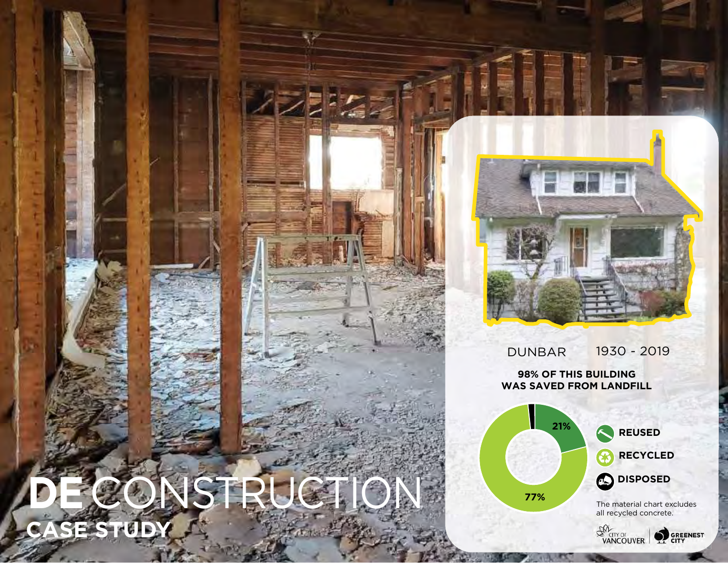# DECONSTRUCTION CASE STUDY

DUNBAR 1930 - 2019

**98% OF THIS BUILDING WAS SAVED FROM LANDFILL**

21%

77%

- **REUSED**
- **RECYCLED**
- **DISPOSED**

The material chart excludes all recycled concrete.

CITY OF VANCOUVER | GREENEST CITY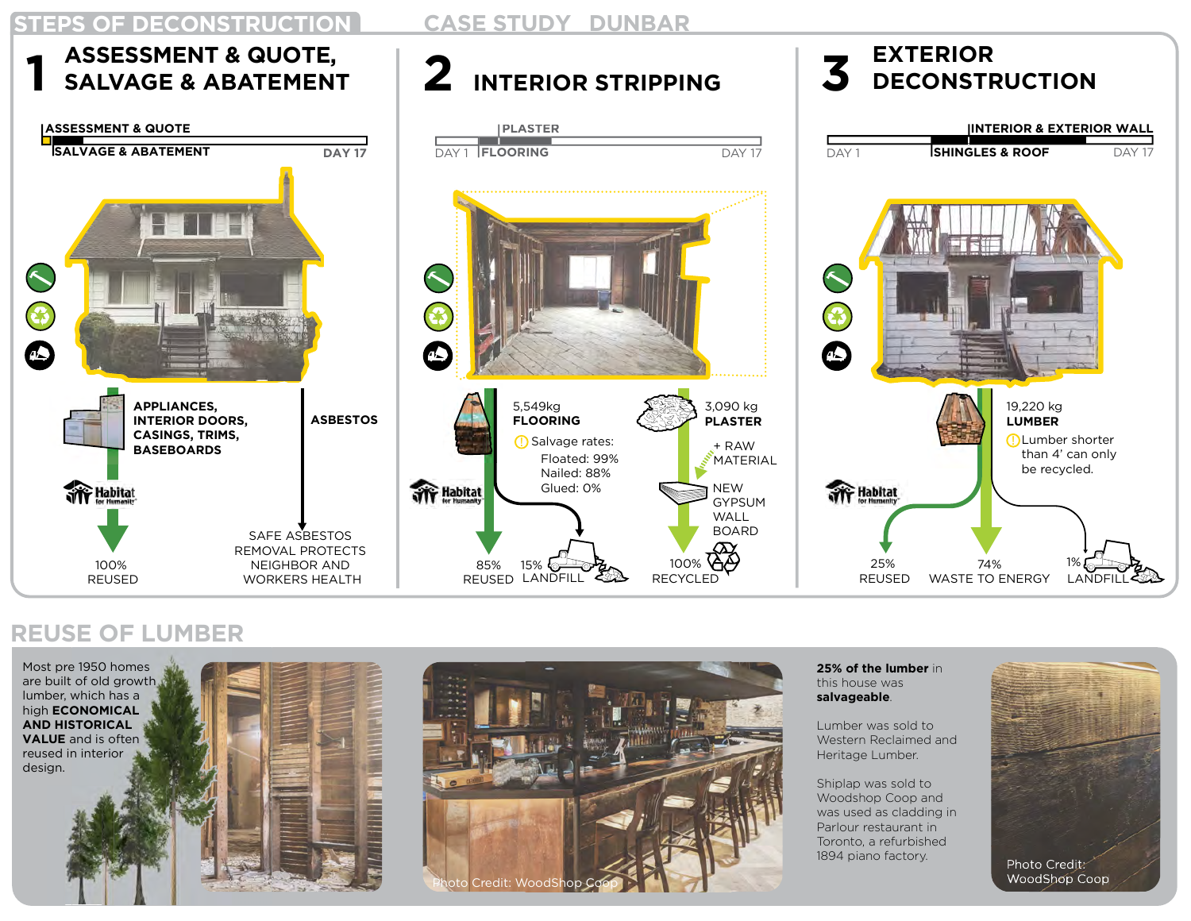## STEPS OF DECONSTRUCTION

## CASE STUDY DUNBAR

### 1 ASSESSMENT & QUOTE, SALVAGE & ABATEMENT

ASSESSMENT & QUOTE

SALVAGE & ABATEMENT DAY 17

APPLIANCES, INTERIOR DOORS, CASINGS, TRIMS, BASEBOARDS

Habitat for Humanity

100% REUSED

ASBESTOS

SAFE ASBESTOS REMOVAL PROTECTS NEIGHBOR AND WORKERS HEALTH

### 2 INTERIOR STRIPPING

PLASTER

DAY 1 FLOORING DAY 17

5,549kg **FLOORING**

Salvage rates:
- Floated: 99%
- Nailed: 88%
- Glued: 0%

Habitat for Humanity

85% REUSED

15% LANDFILL

3,090 kg **PLASTER**

+ RAW MATERIAL

NEW GYPSUM WALL BOARD

100% RECYCLED

### 3 EXTERIOR DECONSTRUCTION

INTERIOR & EXTERIOR WALL

DAY 1 SHINGLES & ROOF DAY 17

19,220 kg **LUMBER**

Lumber shorter than 4' can only be recycled.

Habitat for Humanity

25% REUSED

74% WASTE TO ENERGY

1% LANDFILL

## REUSE OF LUMBER

Most pre 1950 homes are built of old growth lumber, which has a high **ECONOMICAL AND HISTORICAL VALUE** and is often reused in interior design.

Photo Credit: WoodShop Coop

**25% of the lumber** in this house was **salvageable**.

Lumber was sold to Western Reclaimed and Heritage Lumber.

Shiplap was sold to Woodshop Coop and was used as cladding in Parlour restaurant in Toronto, a refurbished 1894 piano factory.

Photo Credit: WoodShop Coop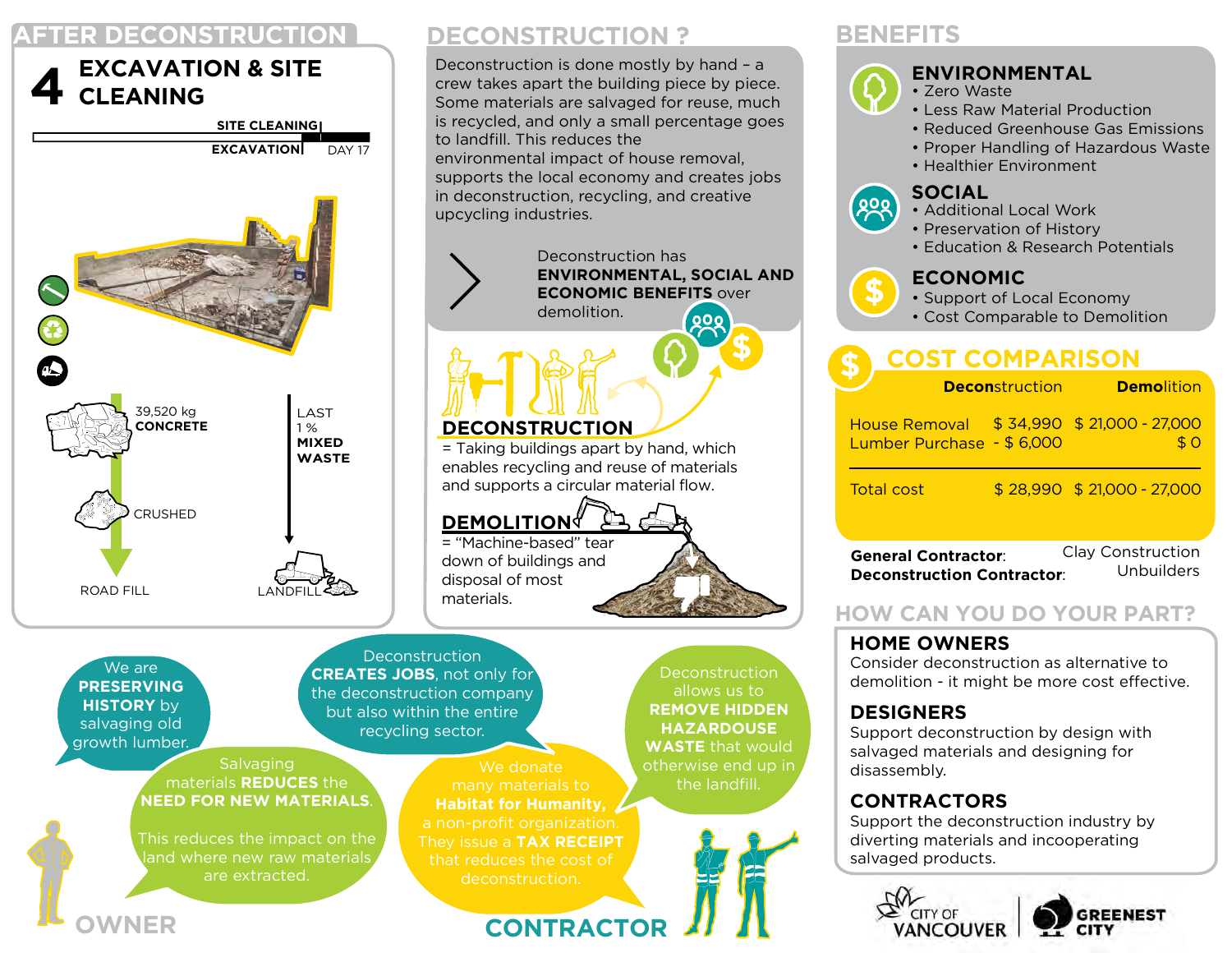## AFTER DECONSTRUCTION

### 4 EXCAVATION & SITE CLEANING

SITE CLEANING

EXCAVATION

DAY 17

39,520 kg
**CONCRETE**

CRUSHED

ROAD FILL

LAST
1 %
**MIXED WASTE**

LANDFILL

## DECONSTRUCTION ?

Deconstruction is done mostly by hand – a crew takes apart the building piece by piece. Some materials are salvaged for reuse, much is recycled, and only a small percentage goes to landfill. This reduces the environmental impact of house removal, supports the local economy and creates jobs in deconstruction, recycling, and creative upcycling industries.

Deconstruction has **ENVIRONMENTAL, SOCIAL AND ECONOMIC BENEFITS** over demolition.

**DECONSTRUCTION**
= Taking buildings apart by hand, which enables recycling and reuse of materials and supports a circular material flow.

**DEMOLITION**
= "Machine-based" tear down of buildings and disposal of most materials.

## BENEFITS

### ENVIRONMENTAL
- Zero Waste
- Less Raw Material Production
- Reduced Greenhouse Gas Emissions
- Proper Handling of Hazardous Waste
- Healthier Environment

### SOCIAL
- Additional Local Work
- Preservation of History
- Education & Research Potentials

### ECONOMIC
- Support of Local Economy
- Cost Comparable to Demolition

## COST COMPARISON

| | **Deconstruction** | **Demolition** |
|---|---|---|
| House Removal | $ 34,990 | $ 21,000 - 27,000 |
| Lumber Purchase | - $ 6,000 | $ 0 |
| Total cost | $ 28,990 | $ 21,000 - 27,000 |

**General Contractor**: Clay Construction
**Deconstruction Contractor**: Unbuilders

## HOW CAN YOU DO YOUR PART?

### HOME OWNERS
Consider deconstruction as alternative to demolition - it might be more cost effective.

### DESIGNERS
Support deconstruction by design with salvaged materials and designing for disassembly.

### CONTRACTORS
Support the deconstruction industry by diverting materials and incooperating salvaged products.

## OWNER

We are **PRESERVING HISTORY** by salvaging old growth lumber.

Salvaging materials **REDUCES** the **NEED FOR NEW MATERIALS**.

This reduces the impact on the land where new raw materials are extracted.

## CONTRACTOR

Deconstruction **CREATES JOBS**, not only for the deconstruction company but also within the entire recycling sector.

We donate many materials to **Habitat for Humanity,** a non-profit organization. They issue a **TAX RECEIPT** that reduces the cost of deconstruction.

Deconstruction allows us to **REMOVE HIDDEN HAZARDOUSE WASTE** that would otherwise end up in the landfill.

CITY OF VANCOUVER | GREENEST CITY